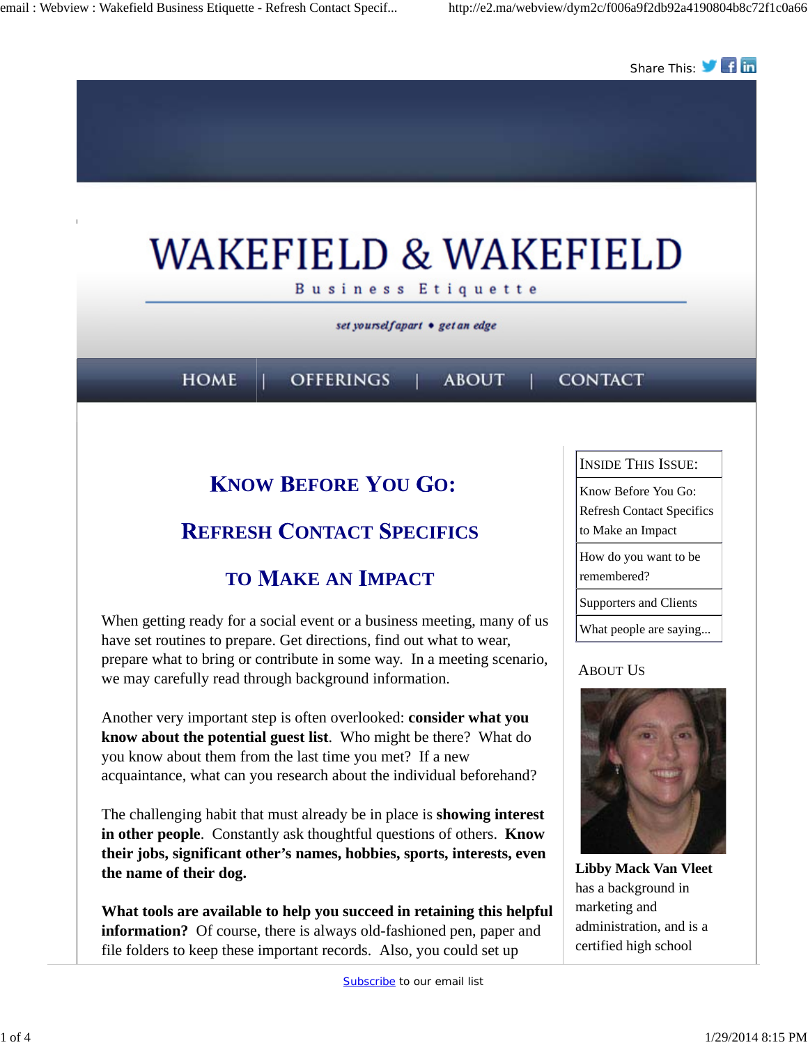Share This:

# WAKEFIELD & WAKEFIELD

Business Etiquette

*set yourself apart • get an edge*

HOME | OFFERINGS | ABOUT | CONTACT

## Know Before You Go:

## Refresh Contact Specifics

## to Make an Impact

When getting ready for a social event or a business meeting, many of us have set routines to prepare. Get directions, find out what to wear, prepare what to bring or contribute in some way. In a meeting scenario, we may carefully read through background information.

Another very important step is often overlooked: **consider what you know about the potential guest list**. Who might be there? What do you know about them from the last time you met? If a new acquaintance, what can you research about the individual beforehand?

The challenging habit that must already be in place is **showing interest in other people**. Constantly ask thoughtful questions of others. **Know their jobs, significant other's names, hobbies, sports, interests, even the name of their dog.**

**What tools are available to help you succeed in retaining this helpful information?** Of course, there is always old-fashioned pen, paper and file folders to keep these important records. Also, you could set up

| Inside This Issue: |
| --- |
| Know Before You Go: Refresh Contact Specifics to Make an Impact |
| How do you want to be remembered? |
| Supporters and Clients |
| What people are saying... |

### About Us

**Libby Mack Van Vleet** has a background in marketing and administration, and is a certified high school

[Subscribe](#) to our email list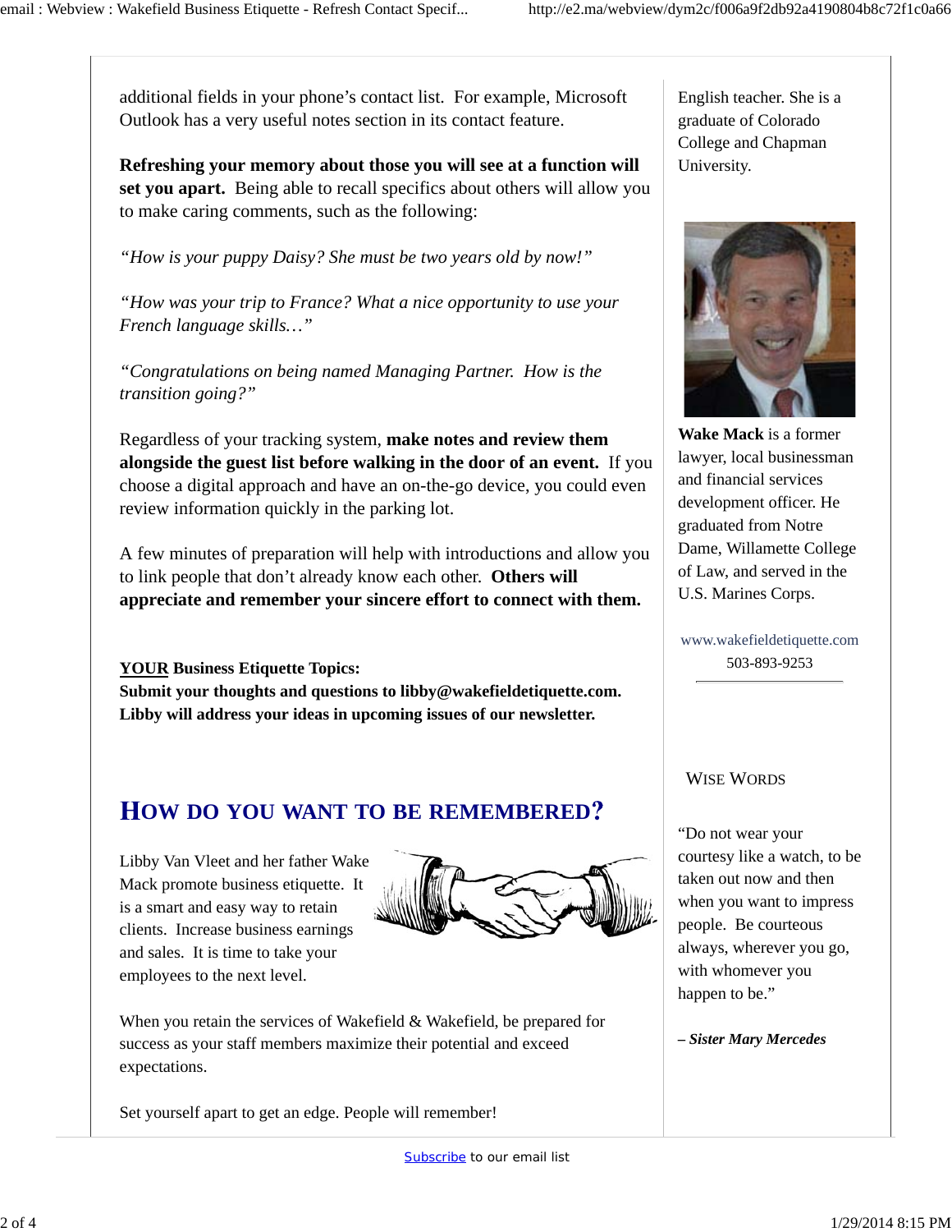additional fields in your phone's contact list. For example, Microsoft Outlook has a very useful notes section in its contact feature.

**Refreshing your memory about those you will see at a function will set you apart.** Being able to recall specifics about others will allow you to make caring comments, such as the following:

*"How is your puppy Daisy? She must be two years old by now!"*

*"How was your trip to France? What a nice opportunity to use your French language skills…"*

*"Congratulations on being named Managing Partner. How is the transition going?"*

Regardless of your tracking system, **make notes and review them alongside the guest list before walking in the door of an event.** If you choose a digital approach and have an on-the-go device, you could even review information quickly in the parking lot.

A few minutes of preparation will help with introductions and allow you to link people that don't already know each other. **Others will appreciate and remember your sincere effort to connect with them.**

**YOUR Business Etiquette Topics:**
**Submit your thoughts and questions to libby@wakefieldetiquette.com. Libby will address your ideas in upcoming issues of our newsletter.**

## HOW DO YOU WANT TO BE REMEMBERED?

Libby Van Vleet and her father Wake Mack promote business etiquette. It is a smart and easy way to retain clients. Increase business earnings and sales. It is time to take your employees to the next level.

When you retain the services of Wakefield & Wakefield, be prepared for success as your staff members maximize their potential and exceed expectations.

Set yourself apart to get an edge. People will remember!

English teacher. She is a graduate of Colorado College and Chapman University.

**Wake Mack** is a former lawyer, local businessman and financial services development officer. He graduated from Notre Dame, Willamette College of Law, and served in the U.S. Marines Corps.

www.wakefieldetiquette.com
503-893-9253

### WISE WORDS

"Do not wear your courtesy like a watch, to be taken out now and then when you want to impress people. Be courteous always, wherever you go, with whomever you happen to be."

***– Sister Mary Mercedes***

Subscribe to our email list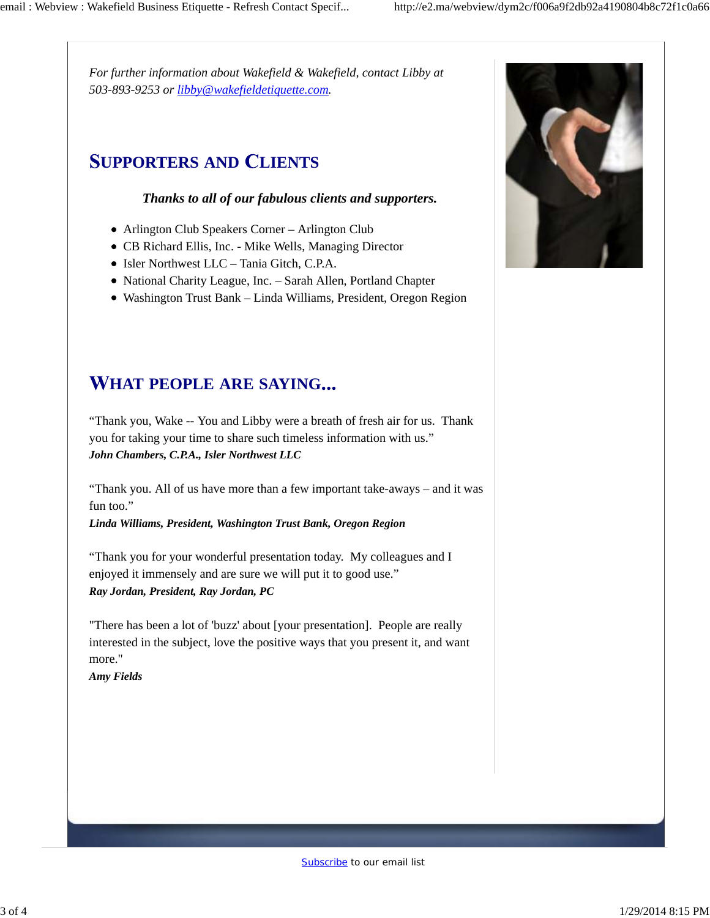*For further information about Wakefield & Wakefield, contact Libby at 503-893-9253 or [libby@wakefieldetiquette.com](mailto:libby@wakefieldetiquette.com).*

## SUPPORTERS AND CLIENTS

***Thanks to all of our fabulous clients and supporters.***

- Arlington Club Speakers Corner – Arlington Club
- CB Richard Ellis, Inc. - Mike Wells, Managing Director
- Isler Northwest LLC – Tania Gitch, C.P.A.
- National Charity League, Inc. – Sarah Allen, Portland Chapter
- Washington Trust Bank – Linda Williams, President, Oregon Region

## WHAT PEOPLE ARE SAYING...

"Thank you, Wake -- You and Libby were a breath of fresh air for us. Thank you for taking your time to share such timeless information with us."
***John Chambers, C.P.A., Isler Northwest LLC***

"Thank you. All of us have more than a few important take-aways – and it was fun too."
***Linda Williams, President, Washington Trust Bank, Oregon Region***

"Thank you for your wonderful presentation today. My colleagues and I enjoyed it immensely and are sure we will put it to good use."
***Ray Jordan, President, Ray Jordan, PC***

"There has been a lot of 'buzz' about [your presentation]. People are really interested in the subject, love the positive ways that you present it, and want more."
***Amy Fields***

[Subscribe](#) to our email list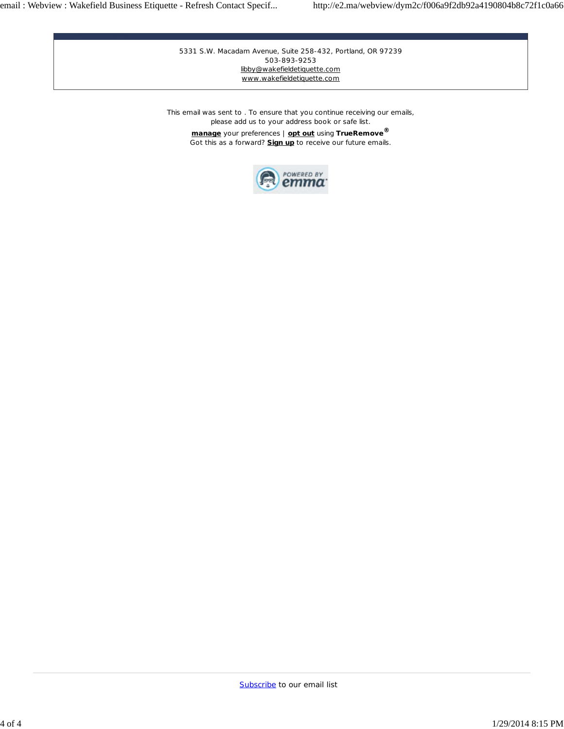5331 S.W. Macadam Avenue, Suite 258-432, Portland, OR 97239
503-893-9253
libby@wakefieldetiquette.com
www.wakefieldetiquette.com

This email was sent to . To ensure that you continue receiving our emails, please add us to your address book or safe list.

**manage** your preferences | **opt out** using **TrueRemove®**
Got this as a forward? **Sign up** to receive our future emails.

POWERED BY emma

Subscribe to our email list